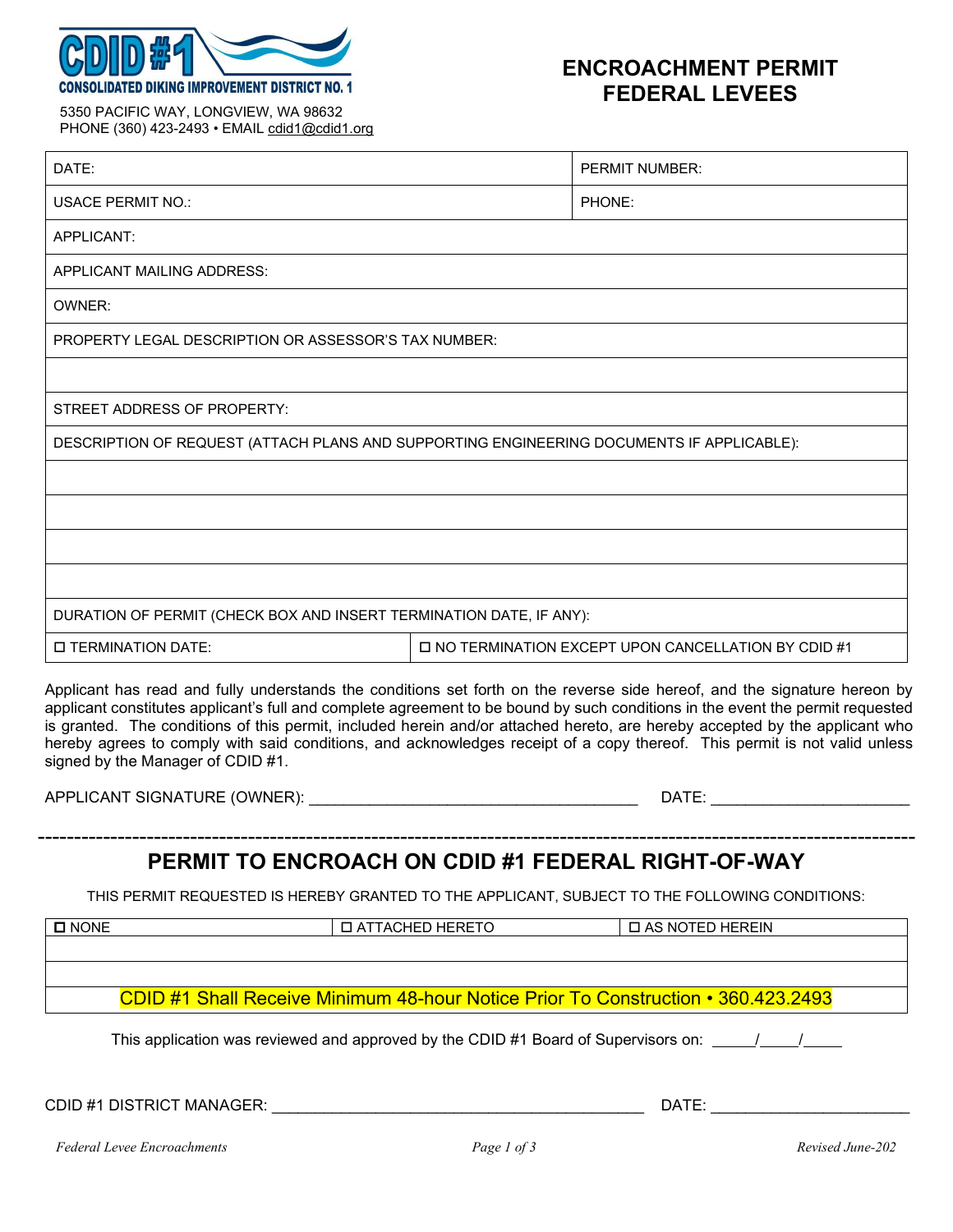CDID #1
CONSOLIDATED DIKING IMPROVEMENT DISTRICT NO. 1

5350 PACIFIC WAY, LONGVIEW, WA 98632
PHONE (360) 423-2493 • EMAIL cdid1@cdid1.org

# ENCROACHMENT PERMIT FEDERAL LEVEES

| DATE: | PERMIT NUMBER: |
|---|---|
| USACE PERMIT NO.: | PHONE: |
| APPLICANT: | |
| APPLICANT MAILING ADDRESS: | |
| OWNER: | |
| PROPERTY LEGAL DESCRIPTION OR ASSESSOR'S TAX NUMBER: | |
| | |
| STREET ADDRESS OF PROPERTY: | |
| DESCRIPTION OF REQUEST (ATTACH PLANS AND SUPPORTING ENGINEERING DOCUMENTS IF APPLICABLE): | |
| | |
| | |
| | |
| | |
| DURATION OF PERMIT (CHECK BOX AND INSERT TERMINATION DATE, IF ANY): | |
| ☐ TERMINATION DATE: | ☐ NO TERMINATION EXCEPT UPON CANCELLATION BY CDID #1 |

Applicant has read and fully understands the conditions set forth on the reverse side hereof, and the signature hereon by applicant constitutes applicant's full and complete agreement to be bound by such conditions in the event the permit requested is granted. The conditions of this permit, included herein and/or attached hereto, are hereby accepted by the applicant who hereby agrees to comply with said conditions, and acknowledges receipt of a copy thereof. This permit is not valid unless signed by the Manager of CDID #1.

APPLICANT SIGNATURE (OWNER): ____________________________________ DATE: ______________________

---

## PERMIT TO ENCROACH ON CDID #1 FEDERAL RIGHT-OF-WAY

THIS PERMIT REQUESTED IS HEREBY GRANTED TO THE APPLICANT, SUBJECT TO THE FOLLOWING CONDITIONS:

| ☐ NONE | ☐ ATTACHED HERETO | ☐ AS NOTED HEREIN |
|---|---|---|
| | | |
| | | |
| CDID #1 Shall Receive Minimum 48-hour Notice Prior To Construction • 360.423.2493 | | |

This application was reviewed and approved by the CDID #1 Board of Supervisors on: _____/_____/_____

CDID #1 DISTRICT MANAGER: __________________________________________ DATE: ______________________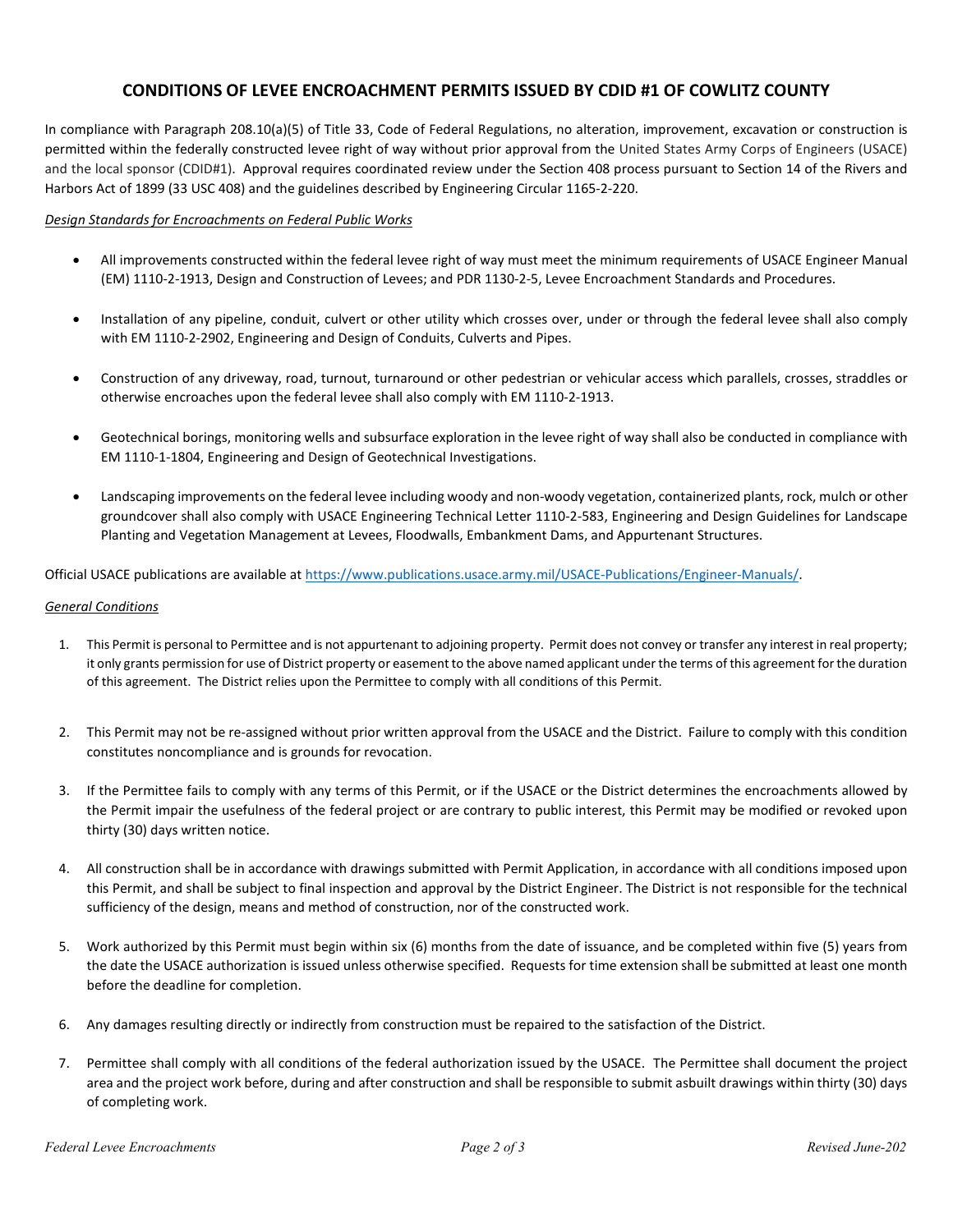## CONDITIONS OF LEVEE ENCROACHMENT PERMITS ISSUED BY CDID #1 OF COWLITZ COUNTY

In compliance with Paragraph 208.10(a)(5) of Title 33, Code of Federal Regulations, no alteration, improvement, excavation or construction is permitted within the federally constructed levee right of way without prior approval from the United States Army Corps of Engineers (USACE) and the local sponsor (CDID#1). Approval requires coordinated review under the Section 408 process pursuant to Section 14 of the Rivers and Harbors Act of 1899 (33 USC 408) and the guidelines described by Engineering Circular 1165-2-220.

*Design Standards for Encroachments on Federal Public Works*

- All improvements constructed within the federal levee right of way must meet the minimum requirements of USACE Engineer Manual (EM) 1110-2-1913, Design and Construction of Levees; and PDR 1130-2-5, Levee Encroachment Standards and Procedures.

- Installation of any pipeline, conduit, culvert or other utility which crosses over, under or through the federal levee shall also comply with EM 1110-2-2902, Engineering and Design of Conduits, Culverts and Pipes.

- Construction of any driveway, road, turnout, turnaround or other pedestrian or vehicular access which parallels, crosses, straddles or otherwise encroaches upon the federal levee shall also comply with EM 1110-2-1913.

- Geotechnical borings, monitoring wells and subsurface exploration in the levee right of way shall also be conducted in compliance with EM 1110-1-1804, Engineering and Design of Geotechnical Investigations.

- Landscaping improvements on the federal levee including woody and non-woody vegetation, containerized plants, rock, mulch or other groundcover shall also comply with USACE Engineering Technical Letter 1110-2-583, Engineering and Design Guidelines for Landscape Planting and Vegetation Management at Levees, Floodwalls, Embankment Dams, and Appurtenant Structures.

Official USACE publications are available at https://www.publications.usace.army.mil/USACE-Publications/Engineer-Manuals/.

*General Conditions*

1. This Permit is personal to Permittee and is not appurtenant to adjoining property. Permit does not convey or transfer any interest in real property; it only grants permission for use of District property or easement to the above named applicant under the terms of this agreement for the duration of this agreement. The District relies upon the Permittee to comply with all conditions of this Permit.

2. This Permit may not be re-assigned without prior written approval from the USACE and the District. Failure to comply with this condition constitutes noncompliance and is grounds for revocation.

3. If the Permittee fails to comply with any terms of this Permit, or if the USACE or the District determines the encroachments allowed by the Permit impair the usefulness of the federal project or are contrary to public interest, this Permit may be modified or revoked upon thirty (30) days written notice.

4. All construction shall be in accordance with drawings submitted with Permit Application, in accordance with all conditions imposed upon this Permit, and shall be subject to final inspection and approval by the District Engineer. The District is not responsible for the technical sufficiency of the design, means and method of construction, nor of the constructed work.

5. Work authorized by this Permit must begin within six (6) months from the date of issuance, and be completed within five (5) years from the date the USACE authorization is issued unless otherwise specified. Requests for time extension shall be submitted at least one month before the deadline for completion.

6. Any damages resulting directly or indirectly from construction must be repaired to the satisfaction of the District.

7. Permittee shall comply with all conditions of the federal authorization issued by the USACE. The Permittee shall document the project area and the project work before, during and after construction and shall be responsible to submit asbuilt drawings within thirty (30) days of completing work.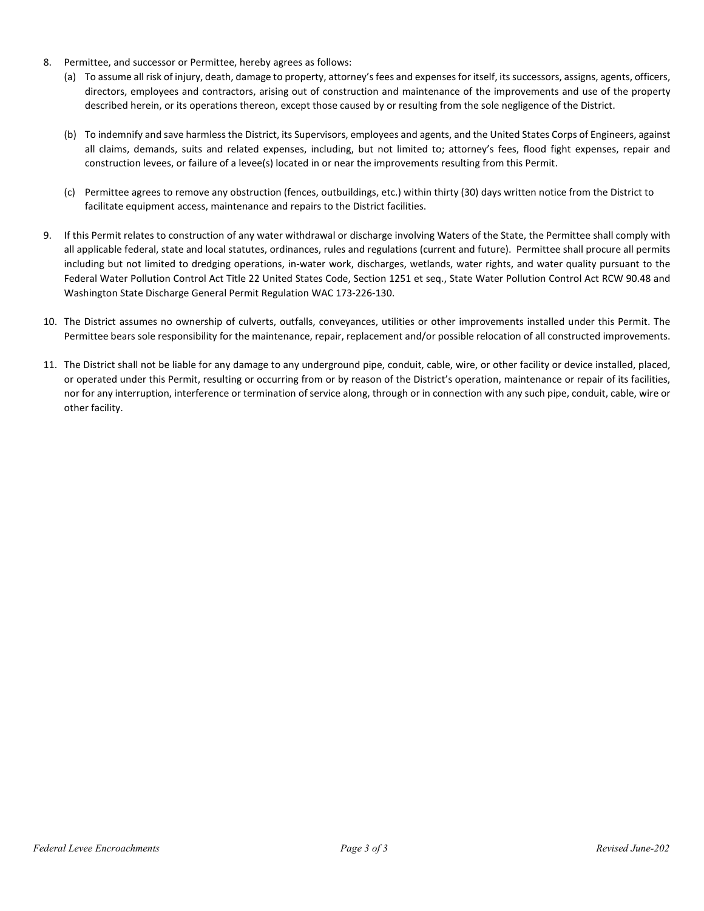8. Permittee, and successor or Permittee, hereby agrees as follows:
   (a) To assume all risk of injury, death, damage to property, attorney's fees and expenses for itself, its successors, assigns, agents, officers, directors, employees and contractors, arising out of construction and maintenance of the improvements and use of the property described herein, or its operations thereon, except those caused by or resulting from the sole negligence of the District.

   (b) To indemnify and save harmless the District, its Supervisors, employees and agents, and the United States Corps of Engineers, against all claims, demands, suits and related expenses, including, but not limited to; attorney's fees, flood fight expenses, repair and construction levees, or failure of a levee(s) located in or near the improvements resulting from this Permit.

   (c) Permittee agrees to remove any obstruction (fences, outbuildings, etc.) within thirty (30) days written notice from the District to facilitate equipment access, maintenance and repairs to the District facilities.

9. If this Permit relates to construction of any water withdrawal or discharge involving Waters of the State, the Permittee shall comply with all applicable federal, state and local statutes, ordinances, rules and regulations (current and future). Permittee shall procure all permits including but not limited to dredging operations, in-water work, discharges, wetlands, water rights, and water quality pursuant to the Federal Water Pollution Control Act Title 22 United States Code, Section 1251 et seq., State Water Pollution Control Act RCW 90.48 and Washington State Discharge General Permit Regulation WAC 173-226-130.

10. The District assumes no ownership of culverts, outfalls, conveyances, utilities or other improvements installed under this Permit. The Permittee bears sole responsibility for the maintenance, repair, replacement and/or possible relocation of all constructed improvements.

11. The District shall not be liable for any damage to any underground pipe, conduit, cable, wire, or other facility or device installed, placed, or operated under this Permit, resulting or occurring from or by reason of the District's operation, maintenance or repair of its facilities, nor for any interruption, interference or termination of service along, through or in connection with any such pipe, conduit, cable, wire or other facility.